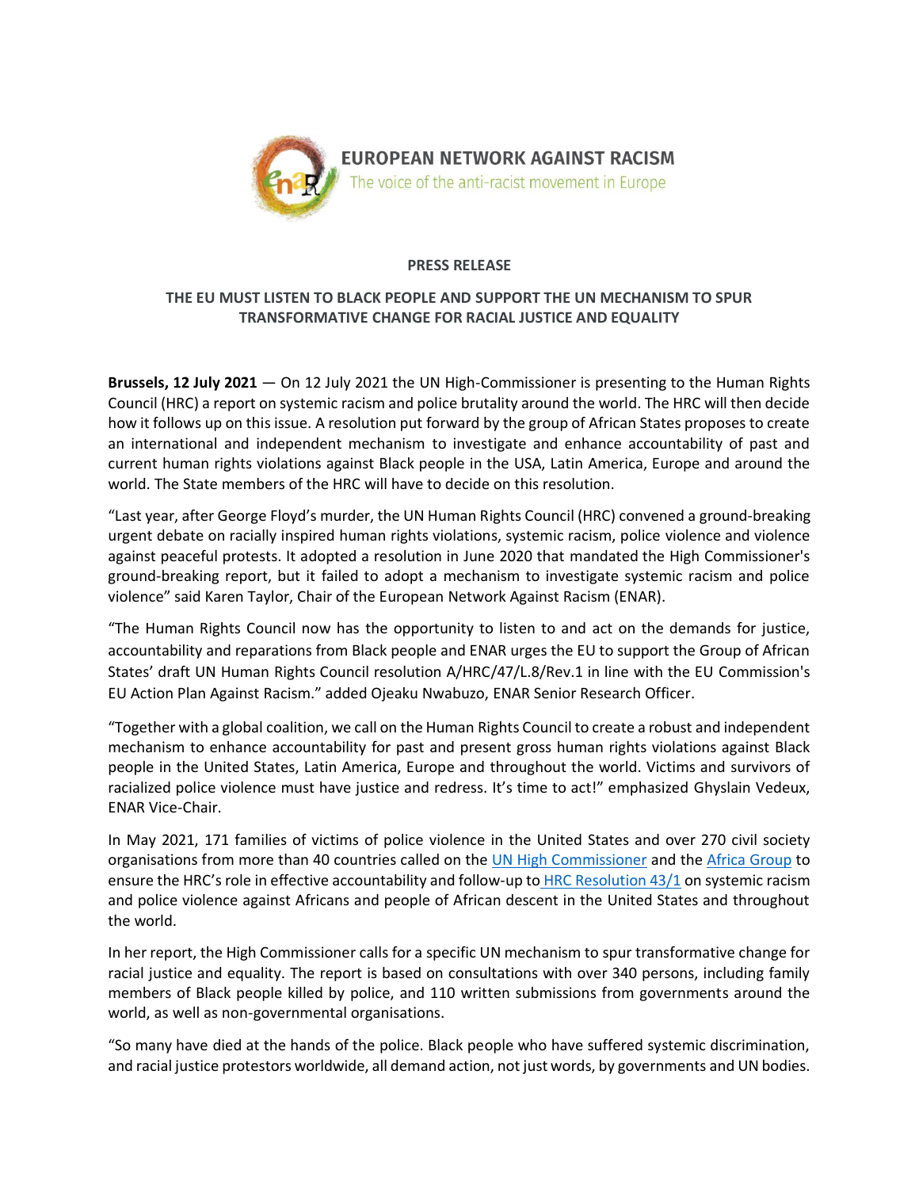EUROPEAN NETWORK AGAINST RACISM
The voice of the anti-racist movement in Europe

**PRESS RELEASE**

## THE EU MUST LISTEN TO BLACK PEOPLE AND SUPPORT THE UN MECHANISM TO SPUR TRANSFORMATIVE CHANGE FOR RACIAL JUSTICE AND EQUALITY

**Brussels, 12 July 2021** — On 12 July 2021 the UN High-Commissioner is presenting to the Human Rights Council (HRC) a report on systemic racism and police brutality around the world. The HRC will then decide how it follows up on this issue. A resolution put forward by the group of African States proposes to create an international and independent mechanism to investigate and enhance accountability of past and current human rights violations against Black people in the USA, Latin America, Europe and around the world. The State members of the HRC will have to decide on this resolution.

"Last year, after George Floyd's murder, the UN Human Rights Council (HRC) convened a ground-breaking urgent debate on racially inspired human rights violations, systemic racism, police violence and violence against peaceful protests. It adopted a resolution in June 2020 that mandated the High Commissioner's ground-breaking report, but it failed to adopt a mechanism to investigate systemic racism and police violence" said Karen Taylor, Chair of the European Network Against Racism (ENAR).

"The Human Rights Council now has the opportunity to listen to and act on the demands for justice, accountability and reparations from Black people and ENAR urges the EU to support the Group of African States' draft UN Human Rights Council resolution A/HRC/47/L.8/Rev.1 in line with the EU Commission's EU Action Plan Against Racism." added Ojeaku Nwabuzo, ENAR Senior Research Officer.

"Together with a global coalition, we call on the Human Rights Council to create a robust and independent mechanism to enhance accountability for past and present gross human rights violations against Black people in the United States, Latin America, Europe and throughout the world. Victims and survivors of racialized police violence must have justice and redress. It's time to act!" emphasized Ghyslain Vedeux, ENAR Vice-Chair.

In May 2021, 171 families of victims of police violence in the United States and over 270 civil society organisations from more than 40 countries called on the UN High Commissioner and the Africa Group to ensure the HRC's role in effective accountability and follow-up to HRC Resolution 43/1 on systemic racism and police violence against Africans and people of African descent in the United States and throughout the world.

In her report, the High Commissioner calls for a specific UN mechanism to spur transformative change for racial justice and equality. The report is based on consultations with over 340 persons, including family members of Black people killed by police, and 110 written submissions from governments around the world, as well as non-governmental organisations.

"So many have died at the hands of the police. Black people who have suffered systemic discrimination, and racial justice protestors worldwide, all demand action, not just words, by governments and UN bodies.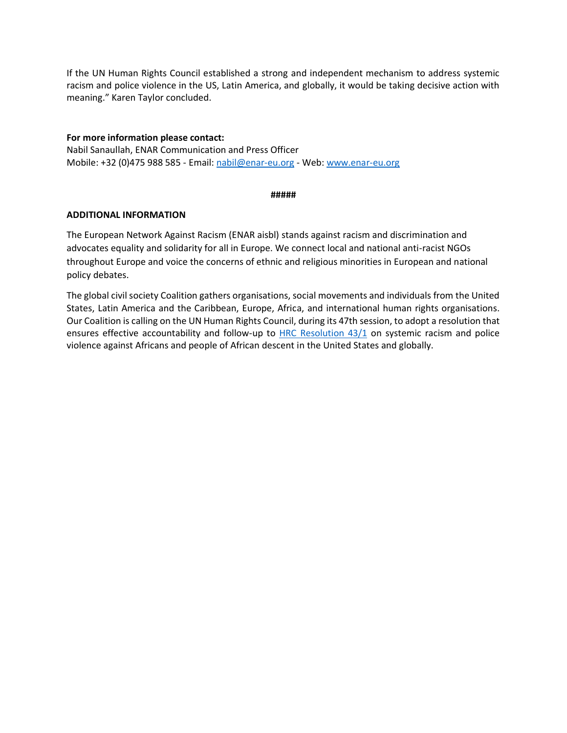If the UN Human Rights Council established a strong and independent mechanism to address systemic racism and police violence in the US, Latin America, and globally, it would be taking decisive action with meaning." Karen Taylor concluded.

**For more information please contact:**
Nabil Sanaullah, ENAR Communication and Press Officer
Mobile: +32 (0)475 988 585 - Email: [nabil@enar-eu.org](mailto:nabil@enar-eu.org) - Web: [www.enar-eu.org](http://www.enar-eu.org)

**#####**

**ADDITIONAL INFORMATION**

The European Network Against Racism (ENAR aisbl) stands against racism and discrimination and advocates equality and solidarity for all in Europe. We connect local and national anti-racist NGOs throughout Europe and voice the concerns of ethnic and religious minorities in European and national policy debates.

The global civil society Coalition gathers organisations, social movements and individuals from the United States, Latin America and the Caribbean, Europe, Africa, and international human rights organisations. Our Coalition is calling on the UN Human Rights Council, during its 47th session, to adopt a resolution that ensures effective accountability and follow-up to HRC Resolution 43/1 on systemic racism and police violence against Africans and people of African descent in the United States and globally.